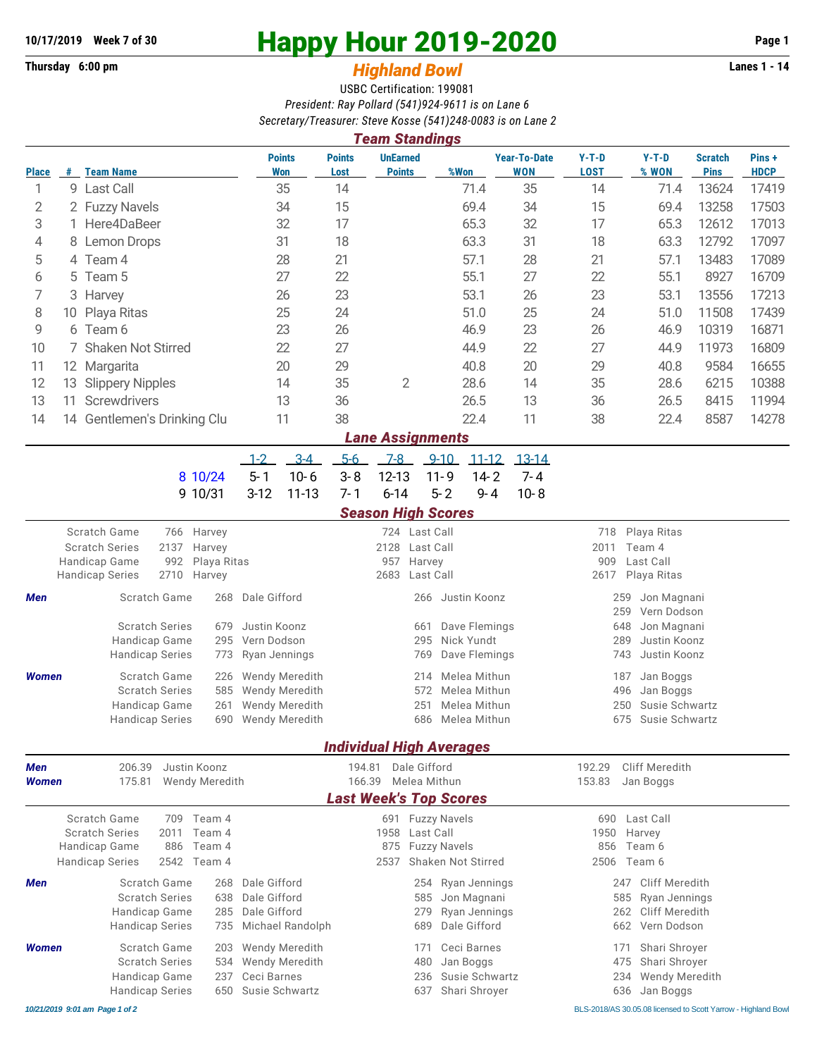10/17/2019 Week 7 of 30

Thursday 6:00 pm

# Happy Hour 2019-2020

## *Highland Bowl*

Lanes 1 - 14

USBC Certification: 199081

*President: Ray Pollard (541)924-9611 is on Lane 6*

*Secretary/Treasurer: Steve Kosse (541)248-0083 is on Lane 2*

### *Team Standings*

| Place | # | Team Name | Points Won | Points Lost | UnEarned Points | %Won | Year-To-Date WON | Y-T-D LOST | Y-T-D % WON | Scratch Pins | Pins + HDCP |
|---|---|---|---|---|---|---|---|---|---|---|---|
| 1 | 9 | Last Call | 35 | 14 | | 71.4 | 35 | 14 | 71.4 | 13624 | 17419 |
| 2 | 2 | Fuzzy Navels | 34 | 15 | | 69.4 | 34 | 15 | 69.4 | 13258 | 17503 |
| 3 | 1 | Here4DaBeer | 32 | 17 | | 65.3 | 32 | 17 | 65.3 | 12612 | 17013 |
| 4 | 8 | Lemon Drops | 31 | 18 | | 63.3 | 31 | 18 | 63.3 | 12792 | 17097 |
| 5 | 4 | Team 4 | 28 | 21 | | 57.1 | 28 | 21 | 57.1 | 13483 | 17089 |
| 6 | 5 | Team 5 | 27 | 22 | | 55.1 | 27 | 22 | 55.1 | 8927 | 16709 |
| 7 | 3 | Harvey | 26 | 23 | | 53.1 | 26 | 23 | 53.1 | 13556 | 17213 |
| 8 | 10 | Playa Ritas | 25 | 24 | | 51.0 | 25 | 24 | 51.0 | 11508 | 17439 |
| 9 | 6 | Team 6 | 23 | 26 | | 46.9 | 23 | 26 | 46.9 | 10319 | 16871 |
| 10 | 7 | Shaken Not Stirred | 22 | 27 | | 44.9 | 22 | 27 | 44.9 | 11973 | 16809 |
| 11 | 12 | Margarita | 20 | 29 | | 40.8 | 20 | 29 | 40.8 | 9584 | 16655 |
| 12 | 13 | Slippery Nipples | 14 | 35 | 2 | 28.6 | 14 | 35 | 28.6 | 6215 | 10388 |
| 13 | 11 | Screwdrivers | 13 | 36 | | 26.5 | 13 | 36 | 26.5 | 8415 | 11994 |
| 14 | 14 | Gentlemen's Drinking Clu | 11 | 38 | | 22.4 | 11 | 38 | 22.4 | 8587 | 14278 |

### *Lane Assignments*

| | 1-2 | 3-4 | 5-6 | 7-8 | 9-10 | 11-12 | 13-14 |
|---|---|---|---|---|---|---|---|
| 8 10/24 | 5- 1 | 10- 6 | 3- 8 | 12-13 | 11- 9 | 14- 2 | 7- 4 |
| 9 10/31 | 3-12 | 11-13 | 7- 1 | 6-14 | 5- 2 | 9- 4 | 10- 8 |

### *Season High Scores*

| | | | | | | |
|---|---|---|---|---|---|---|
| Scratch Game | 766 | Harvey | 724 | Last Call | 718 | Playa Ritas |
| Scratch Series | 2137 | Harvey | 2128 | Last Call | 2011 | Team 4 |
| Handicap Game | 992 | Playa Ritas | 957 | Harvey | 909 | Last Call |
| Handicap Series | 2710 | Harvey | 2683 | Last Call | 2617 | Playa Ritas |

| *Men* | | | | | | | |
|---|---|---|---|---|---|---|---|
| | Scratch Game | 268 | Dale Gifford | 266 | Justin Koonz | 259 | Jon Magnani |
| | | | | | | 259 | Vern Dodson |
| | Scratch Series | 679 | Justin Koonz | 661 | Dave Flemings | 648 | Jon Magnani |
| | Handicap Game | 295 | Vern Dodson | 295 | Nick Yundt | 289 | Justin Koonz |
| | Handicap Series | 773 | Ryan Jennings | 769 | Dave Flemings | 743 | Justin Koonz |

| *Women* | | | | | | | |
|---|---|---|---|---|---|---|---|
| | Scratch Game | 226 | Wendy Meredith | 214 | Melea Mithun | 187 | Jan Boggs |
| | Scratch Series | 585 | Wendy Meredith | 572 | Melea Mithun | 496 | Jan Boggs |
| | Handicap Game | 261 | Wendy Meredith | 251 | Melea Mithun | 250 | Susie Schwartz |
| | Handicap Series | 690 | Wendy Meredith | 686 | Melea Mithun | 675 | Susie Schwartz |

### *Individual High Averages*

| | | | | | | |
|---|---|---|---|---|---|---|
| *Men* | 206.39 | Justin Koonz | 194.81 | Dale Gifford | 192.29 | Cliff Meredith |
| *Women* | 175.81 | Wendy Meredith | 166.39 | Melea Mithun | 153.83 | Jan Boggs |

### *Last Week's Top Scores*

| | | | | | | |
|---|---|---|---|---|---|---|
| Scratch Game | 709 | Team 4 | 691 | Fuzzy Navels | 690 | Last Call |
| Scratch Series | 2011 | Team 4 | 1958 | Last Call | 1950 | Harvey |
| Handicap Game | 886 | Team 4 | 875 | Fuzzy Navels | 856 | Team 6 |
| Handicap Series | 2542 | Team 4 | 2537 | Shaken Not Stirred | 2506 | Team 6 |

| *Men* | | | | | | | |
|---|---|---|---|---|---|---|---|
| | Scratch Game | 268 | Dale Gifford | 254 | Ryan Jennings | 247 | Cliff Meredith |
| | Scratch Series | 638 | Dale Gifford | 585 | Jon Magnani | 585 | Ryan Jennings |
| | Handicap Game | 285 | Dale Gifford | 279 | Ryan Jennings | 262 | Cliff Meredith |
| | Handicap Series | 735 | Michael Randolph | 689 | Dale Gifford | 662 | Vern Dodson |

| *Women* | | | | | | | |
|---|---|---|---|---|---|---|---|
| | Scratch Game | 203 | Wendy Meredith | 171 | Ceci Barnes | 171 | Shari Shroyer |
| | Scratch Series | 534 | Wendy Meredith | 480 | Jan Boggs | 475 | Shari Shroyer |
| | Handicap Game | 237 | Ceci Barnes | 236 | Susie Schwartz | 234 | Wendy Meredith |
| | Handicap Series | 650 | Susie Schwartz | 637 | Shari Shroyer | 636 | Jan Boggs |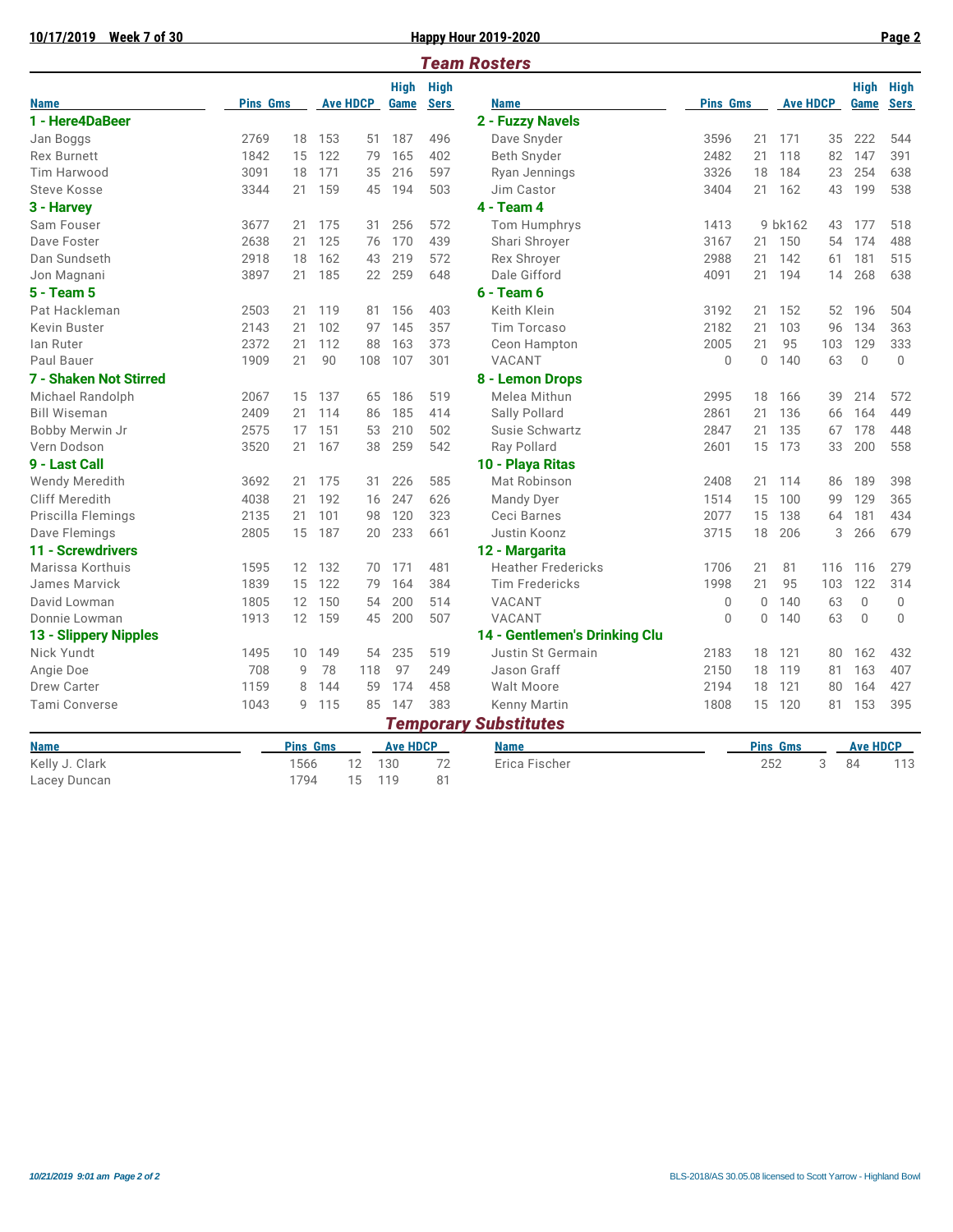## Team Rosters

| Name | Pins | Gms | Ave | HDCP | High Game | High Sers |
|---|---|---|---|---|---|---|
| **1 - Here4DaBeer** | | | | | | |
| Jan Boggs | 2769 | 18 | 153 | 51 | 187 | 496 |
| Rex Burnett | 1842 | 15 | 122 | 79 | 165 | 402 |
| Tim Harwood | 3091 | 18 | 171 | 35 | 216 | 597 |
| Steve Kosse | 3344 | 21 | 159 | 45 | 194 | 503 |
| **2 - Fuzzy Navels** | | | | | | |
| Dave Snyder | 3596 | 21 | 171 | 35 | 222 | 544 |
| Beth Snyder | 2482 | 21 | 118 | 82 | 147 | 391 |
| Ryan Jennings | 3326 | 18 | 184 | 23 | 254 | 638 |
| Jim Castor | 3404 | 21 | 162 | 43 | 199 | 538 |
| **3 - Harvey** | | | | | | |
| Sam Fouser | 3677 | 21 | 175 | 31 | 256 | 572 |
| Dave Foster | 2638 | 21 | 125 | 76 | 170 | 439 |
| Dan Sundseth | 2918 | 18 | 162 | 43 | 219 | 572 |
| Jon Magnani | 3897 | 21 | 185 | 22 | 259 | 648 |
| **4 - Team 4** | | | | | | |
| Tom Humphrys | 1413 | 9 | bk162 | 43 | 177 | 518 |
| Shari Shroyer | 3167 | 21 | 150 | 54 | 174 | 488 |
| Rex Shroyer | 2988 | 21 | 142 | 61 | 181 | 515 |
| Dale Gifford | 4091 | 21 | 194 | 14 | 268 | 638 |
| **5 - Team 5** | | | | | | |
| Pat Hackleman | 2503 | 21 | 119 | 81 | 156 | 403 |
| Kevin Buster | 2143 | 21 | 102 | 97 | 145 | 357 |
| Ian Ruter | 2372 | 21 | 112 | 88 | 163 | 373 |
| Paul Bauer | 1909 | 21 | 90 | 108 | 107 | 301 |
| **6 - Team 6** | | | | | | |
| Keith Klein | 3192 | 21 | 152 | 52 | 196 | 504 |
| Tim Torcaso | 2182 | 21 | 103 | 96 | 134 | 363 |
| Ceon Hampton | 2005 | 21 | 95 | 103 | 129 | 333 |
| VACANT | 0 | 0 | 140 | 63 | 0 | 0 |
| **7 - Shaken Not Stirred** | | | | | | |
| Michael Randolph | 2067 | 15 | 137 | 65 | 186 | 519 |
| Bill Wiseman | 2409 | 21 | 114 | 86 | 185 | 414 |
| Bobby Merwin Jr | 2575 | 17 | 151 | 53 | 210 | 502 |
| Vern Dodson | 3520 | 21 | 167 | 38 | 259 | 542 |
| **8 - Lemon Drops** | | | | | | |
| Melea Mithun | 2995 | 18 | 166 | 39 | 214 | 572 |
| Sally Pollard | 2861 | 21 | 136 | 66 | 164 | 449 |
| Susie Schwartz | 2847 | 21 | 135 | 67 | 178 | 448 |
| Ray Pollard | 2601 | 15 | 173 | 33 | 200 | 558 |
| **9 - Last Call** | | | | | | |
| Wendy Meredith | 3692 | 21 | 175 | 31 | 226 | 585 |
| Cliff Meredith | 4038 | 21 | 192 | 16 | 247 | 626 |
| Priscilla Flemings | 2135 | 21 | 101 | 98 | 120 | 323 |
| Dave Flemings | 2805 | 15 | 187 | 20 | 233 | 661 |
| **10 - Playa Ritas** | | | | | | |
| Mat Robinson | 2408 | 21 | 114 | 86 | 189 | 398 |
| Mandy Dyer | 1514 | 15 | 100 | 99 | 129 | 365 |
| Ceci Barnes | 2077 | 15 | 138 | 64 | 181 | 434 |
| Justin Koonz | 3715 | 18 | 206 | 3 | 266 | 679 |
| **11 - Screwdrivers** | | | | | | |
| Marissa Korthuis | 1595 | 12 | 132 | 70 | 171 | 481 |
| James Marvick | 1839 | 15 | 122 | 79 | 164 | 384 |
| David Lowman | 1805 | 12 | 150 | 54 | 200 | 514 |
| Donnie Lowman | 1913 | 12 | 159 | 45 | 200 | 507 |
| **12 - Margarita** | | | | | | |
| Heather Fredericks | 1706 | 21 | 81 | 116 | 116 | 279 |
| Tim Fredericks | 1998 | 21 | 95 | 103 | 122 | 314 |
| VACANT | 0 | 0 | 140 | 63 | 0 | 0 |
| VACANT | 0 | 0 | 140 | 63 | 0 | 0 |
| **13 - Slippery Nipples** | | | | | | |
| Nick Yundt | 1495 | 10 | 149 | 54 | 235 | 519 |
| Angie Doe | 708 | 9 | 78 | 118 | 97 | 249 |
| Drew Carter | 1159 | 8 | 144 | 59 | 174 | 458 |
| Tami Converse | 1043 | 9 | 115 | 85 | 147 | 383 |
| **14 - Gentlemen's Drinking Clu** | | | | | | |
| Justin St Germain | 2183 | 18 | 121 | 80 | 162 | 432 |
| Jason Graff | 2150 | 18 | 119 | 81 | 163 | 407 |
| Walt Moore | 2194 | 18 | 121 | 80 | 164 | 427 |
| Kenny Martin | 1808 | 15 | 120 | 81 | 153 | 395 |

## Temporary Substitutes

| Name | Pins | Gms | Ave | HDCP |
|---|---|---|---|---|
| Kelly J. Clark | 1566 | 12 | 130 | 72 |
| Lacey Duncan | 1794 | 15 | 119 | 81 |
| Erica Fischer | 252 | 3 | 84 | 113 |